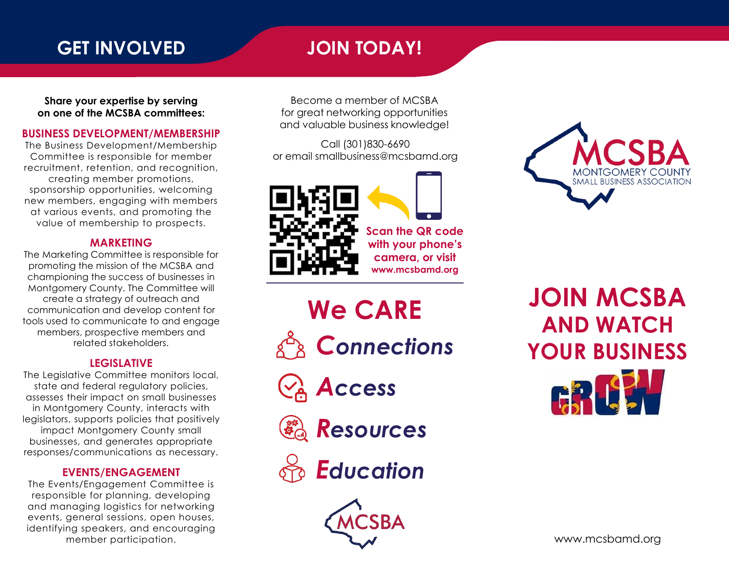## GET INVOLVED

**Share your expertise by serving on one of the MCSBA committees:**

### BUSINESS DEVELOPMENT/MEMBERSHIP

The Business Development/Membership Committee is responsible for member recruitment, retention, and recognition, creating member promotions, sponsorship opportunities, welcoming new members, engaging with members at various events, and promoting the value of membership to prospects.

### MARKETING

The Marketing Committee is responsible for promoting the mission of the MCSBA and championing the success of businesses in Montgomery County. The Committee will create a strategy of outreach and communication and develop content for tools used to communicate to and engage members, prospective members and related stakeholders.

### LEGISLATIVE

The Legislative Committee monitors local, state and federal regulatory policies, assesses their impact on small businesses in Montgomery County, interacts with legislators, supports policies that positively impact Montgomery County small businesses, and generates appropriate responses/communications as necessary.

### EVENTS/ENGAGEMENT

The Events/Engagement Committee is responsible for planning, developing and managing logistics for networking events, general sessions, open houses, identifying speakers, and encouraging member participation.

## JOIN TODAY!

Become a member of MCSBA for great networking opportunities and valuable business knowledge!

Call (301)830-6690
or email smallbusiness@mcsbamd.org

**Scan the QR code with your phone's camera, or visit www.mcsbamd.org**

## We CARE

- ***C**onnections*
- ***A**ccess*
- ***R**esources*
- ***E**ducation*

MCSBA

---

**MCSBA**
MONTGOMERY COUNTY
SMALL BUSINESS ASSOCIATION

# JOIN MCSBA AND WATCH YOUR BUSINESS GROW

www.mcsbamd.org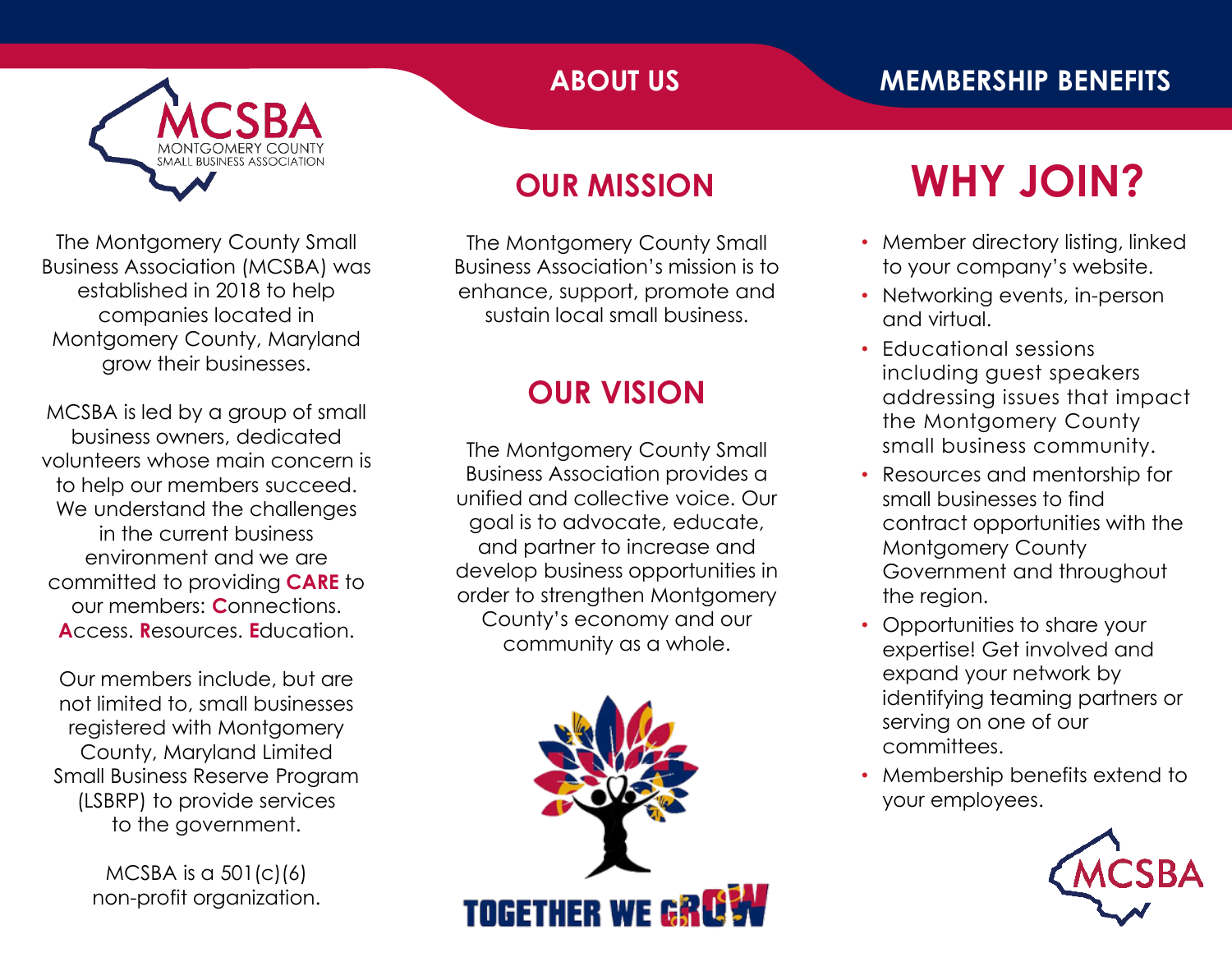MCSBA
MONTGOMERY COUNTY
SMALL BUSINESS ASSOCIATION

The Montgomery County Small Business Association (MCSBA) was established in 2018 to help companies located in Montgomery County, Maryland grow their businesses.

MCSBA is led by a group of small business owners, dedicated volunteers whose main concern is to help our members succeed. We understand the challenges in the current business environment and we are committed to providing **CARE** to our members: **C**onnections. **A**ccess. **R**esources. **E**ducation.

Our members include, but are not limited to, small businesses registered with Montgomery County, Maryland Limited Small Business Reserve Program (LSBRP) to provide services to the government.

MCSBA is a 501(c)(6) non-profit organization.

## ABOUT US

### OUR MISSION

The Montgomery County Small Business Association's mission is to enhance, support, promote and sustain local small business.

### OUR VISION

The Montgomery County Small Business Association provides a unified and collective voice. Our goal is to advocate, educate, and partner to increase and develop business opportunities in order to strengthen Montgomery County's economy and our community as a whole.

TOGETHER WE GROW

## MEMBERSHIP BENEFITS

# WHY JOIN?

- Member directory listing, linked to your company's website.
- Networking events, in-person and virtual.
- Educational sessions including guest speakers addressing issues that impact the Montgomery County small business community.
- Resources and mentorship for small businesses to find contract opportunities with the Montgomery County Government and throughout the region.
- Opportunities to share your expertise! Get involved and expand your network by identifying teaming partners or serving on one of our committees.
- Membership benefits extend to your employees.

MCSBA